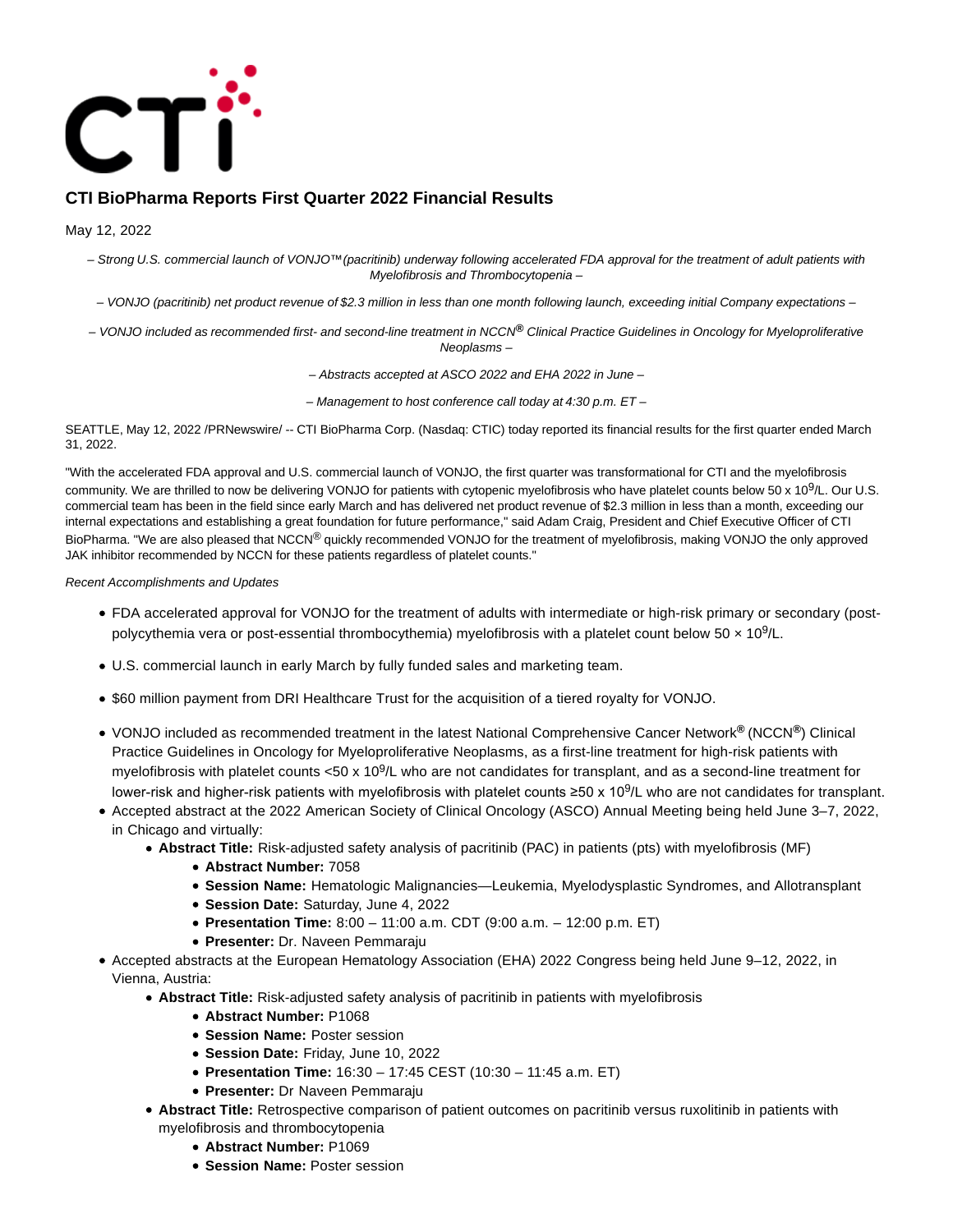# CTI BioPharma Reports First Quarter 2022 Financial Results

May 12, 2022

*– Strong U.S. commercial launch of VONJO™ (pacritinib) underway following accelerated FDA approval for the treatment of adult patients with Myelofibrosis and Thrombocytopenia –*

*– VONJO (pacritinib) net product revenue of $2.3 million in less than one month following launch, exceeding initial Company expectations –*

*– VONJO included as recommended first- and second-line treatment in NCCN® Clinical Practice Guidelines in Oncology for Myeloproliferative Neoplasms –*

*– Abstracts accepted at ASCO 2022 and EHA 2022 in June –*

*– Management to host conference call today at 4:30 p.m. ET –*

SEATTLE, May 12, 2022 /PRNewswire/ -- CTI BioPharma Corp. (Nasdaq: CTIC) today reported its financial results for the first quarter ended March 31, 2022.

"With the accelerated FDA approval and U.S. commercial launch of VONJO, the first quarter was transformational for CTI and the myelofibrosis community. We are thrilled to now be delivering VONJO for patients with cytopenic myelofibrosis who have platelet counts below 50 x $10^9$/L. Our U.S. commercial team has been in the field since early March and has delivered net product revenue of $2.3 million in less than a month, exceeding our internal expectations and establishing a great foundation for future performance," said Adam Craig, President and Chief Executive Officer of CTI BioPharma. "We are also pleased that NCCN® quickly recommended VONJO for the treatment of myelofibrosis, making VONJO the only approved JAK inhibitor recommended by NCCN for these patients regardless of platelet counts."

*Recent Accomplishments and Updates*

- FDA accelerated approval for VONJO for the treatment of adults with intermediate or high-risk primary or secondary (post-polycythemia vera or post-essential thrombocythemia) myelofibrosis with a platelet count below 50 × $10^9$/L.
- U.S. commercial launch in early March by fully funded sales and marketing team.
- $60 million payment from DRI Healthcare Trust for the acquisition of a tiered royalty for VONJO.
- VONJO included as recommended treatment in the latest National Comprehensive Cancer Network® (NCCN®) Clinical Practice Guidelines in Oncology for Myeloproliferative Neoplasms, as a first-line treatment for high-risk patients with myelofibrosis with platelet counts <50 x $10^9$/L who are not candidates for transplant, and as a second-line treatment for lower-risk and higher-risk patients with myelofibrosis with platelet counts ≥50 x $10^9$/L who are not candidates for transplant.
- Accepted abstract at the 2022 American Society of Clinical Oncology (ASCO) Annual Meeting being held June 3–7, 2022, in Chicago and virtually:
  - **Abstract Title:** Risk-adjusted safety analysis of pacritinib (PAC) in patients (pts) with myelofibrosis (MF)
    - **Abstract Number:** 7058
    - **Session Name:** Hematologic Malignancies—Leukemia, Myelodysplastic Syndromes, and Allotransplant
    - **Session Date:** Saturday, June 4, 2022
    - **Presentation Time:** 8:00 – 11:00 a.m. CDT (9:00 a.m. – 12:00 p.m. ET)
    - **Presenter:** Dr. Naveen Pemmaraju
- Accepted abstracts at the European Hematology Association (EHA) 2022 Congress being held June 9–12, 2022, in Vienna, Austria:
  - **Abstract Title:** Risk-adjusted safety analysis of pacritinib in patients with myelofibrosis
    - **Abstract Number:** P1068
    - **Session Name:** Poster session
    - **Session Date:** Friday, June 10, 2022
    - **Presentation Time:** 16:30 – 17:45 CEST (10:30 – 11:45 a.m. ET)
    - **Presenter:** Dr Naveen Pemmaraju
  - **Abstract Title:** Retrospective comparison of patient outcomes on pacritinib versus ruxolitinib in patients with myelofibrosis and thrombocytopenia
    - **Abstract Number:** P1069
    - **Session Name:** Poster session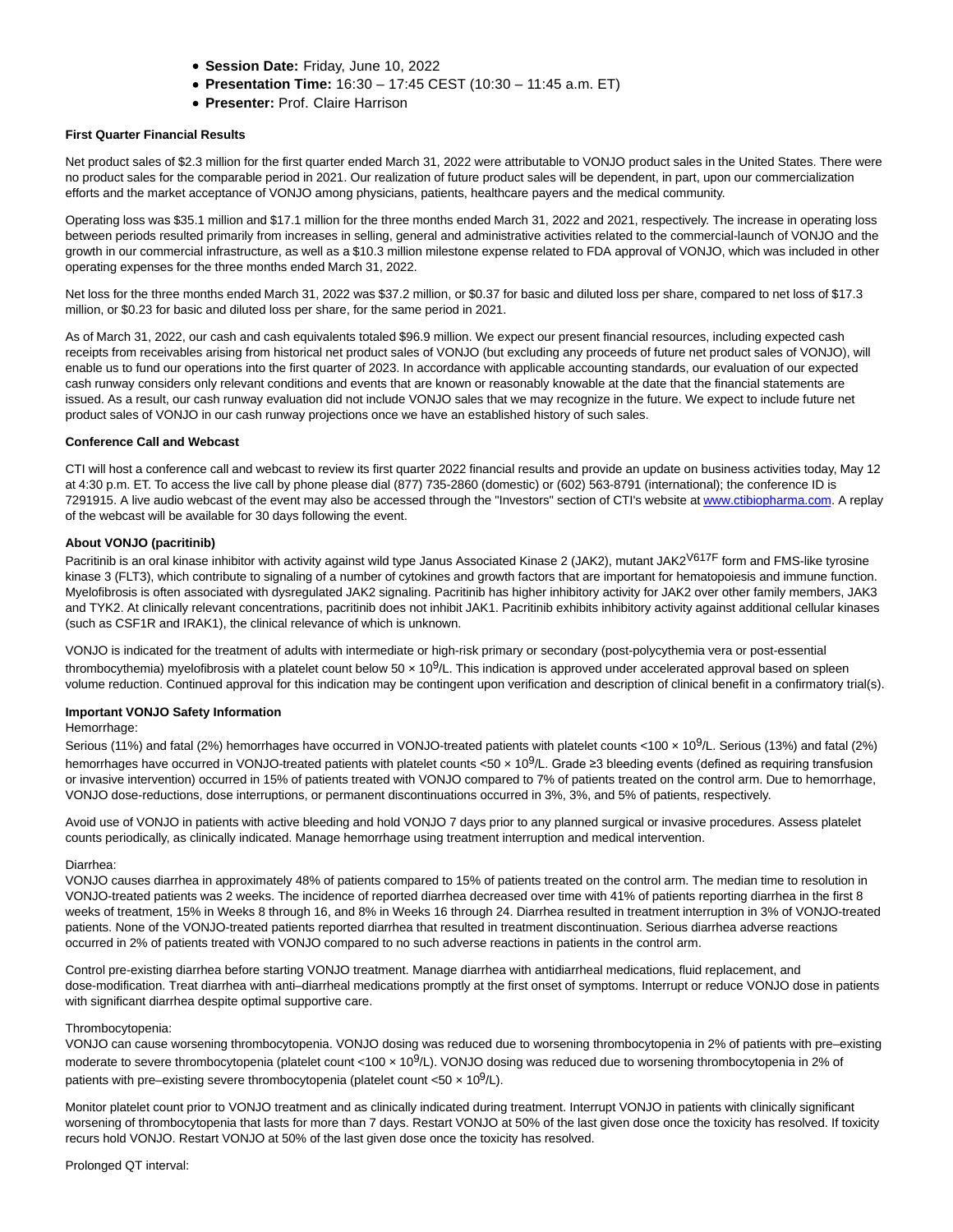- **Session Date:** Friday, June 10, 2022
- **Presentation Time:** 16:30 – 17:45 CEST (10:30 – 11:45 a.m. ET)
- **Presenter:** Prof. Claire Harrison

**First Quarter Financial Results**

Net product sales of $2.3 million for the first quarter ended March 31, 2022 were attributable to VONJO product sales in the United States. There were no product sales for the comparable period in 2021. Our realization of future product sales will be dependent, in part, upon our commercialization efforts and the market acceptance of VONJO among physicians, patients, healthcare payers and the medical community.

Operating loss was $35.1 million and $17.1 million for the three months ended March 31, 2022 and 2021, respectively. The increase in operating loss between periods resulted primarily from increases in selling, general and administrative activities related to the commercial-launch of VONJO and the growth in our commercial infrastructure, as well as a $10.3 million milestone expense related to FDA approval of VONJO, which was included in other operating expenses for the three months ended March 31, 2022.

Net loss for the three months ended March 31, 2022 was $37.2 million, or $0.37 for basic and diluted loss per share, compared to net loss of $17.3 million, or $0.23 for basic and diluted loss per share, for the same period in 2021.

As of March 31, 2022, our cash and cash equivalents totaled $96.9 million. We expect our present financial resources, including expected cash receipts from receivables arising from historical net product sales of VONJO (but excluding any proceeds of future net product sales of VONJO), will enable us to fund our operations into the first quarter of 2023. In accordance with applicable accounting standards, our evaluation of our expected cash runway considers only relevant conditions and events that are known or reasonably knowable at the date that the financial statements are issued. As a result, our cash runway evaluation did not include VONJO sales that we may recognize in the future. We expect to include future net product sales of VONJO in our cash runway projections once we have an established history of such sales.

**Conference Call and Webcast**

CTI will host a conference call and webcast to review its first quarter 2022 financial results and provide an update on business activities today, May 12 at 4:30 p.m. ET. To access the live call by phone please dial (877) 735-2860 (domestic) or (602) 563-8791 (international); the conference ID is 7291915. A live audio webcast of the event may also be accessed through the "Investors" section of CTI's website at www.ctibiopharma.com. A replay of the webcast will be available for 30 days following the event.

**About VONJO (pacritinib)**

Pacritinib is an oral kinase inhibitor with activity against wild type Janus Associated Kinase 2 (JAK2), mutant JAK2$^{V617F}$ form and FMS-like tyrosine kinase 3 (FLT3), which contribute to signaling of a number of cytokines and growth factors that are important for hematopoiesis and immune function. Myelofibrosis is often associated with dysregulated JAK2 signaling. Pacritinib has higher inhibitory activity for JAK2 over other family members, JAK3 and TYK2. At clinically relevant concentrations, pacritinib does not inhibit JAK1. Pacritinib exhibits inhibitory activity against additional cellular kinases (such as CSF1R and IRAK1), the clinical relevance of which is unknown.

VONJO is indicated for the treatment of adults with intermediate or high-risk primary or secondary (post-polycythemia vera or post-essential thrombocythemia) myelofibrosis with a platelet count below 50 × $10^9$/L. This indication is approved under accelerated approval based on spleen volume reduction. Continued approval for this indication may be contingent upon verification and description of clinical benefit in a confirmatory trial(s).

**Important VONJO Safety Information**

Hemorrhage:

Serious (11%) and fatal (2%) hemorrhages have occurred in VONJO-treated patients with platelet counts <100 × $10^9$/L. Serious (13%) and fatal (2%) hemorrhages have occurred in VONJO-treated patients with platelet counts <50 × $10^9$/L. Grade ≥3 bleeding events (defined as requiring transfusion or invasive intervention) occurred in 15% of patients treated with VONJO compared to 7% of patients treated on the control arm. Due to hemorrhage, VONJO dose-reductions, dose interruptions, or permanent discontinuations occurred in 3%, 3%, and 5% of patients, respectively.

Avoid use of VONJO in patients with active bleeding and hold VONJO 7 days prior to any planned surgical or invasive procedures. Assess platelet counts periodically, as clinically indicated. Manage hemorrhage using treatment interruption and medical intervention.

Diarrhea:

VONJO causes diarrhea in approximately 48% of patients compared to 15% of patients treated on the control arm. The median time to resolution in VONJO-treated patients was 2 weeks. The incidence of reported diarrhea decreased over time with 41% of patients reporting diarrhea in the first 8 weeks of treatment, 15% in Weeks 8 through 16, and 8% in Weeks 16 through 24. Diarrhea resulted in treatment interruption in 3% of VONJO-treated patients. None of the VONJO-treated patients reported diarrhea that resulted in treatment discontinuation. Serious diarrhea adverse reactions occurred in 2% of patients treated with VONJO compared to no such adverse reactions in patients in the control arm.

Control pre-existing diarrhea before starting VONJO treatment. Manage diarrhea with antidiarrheal medications, fluid replacement, and dose-modification. Treat diarrhea with anti–diarrheal medications promptly at the first onset of symptoms. Interrupt or reduce VONJO dose in patients with significant diarrhea despite optimal supportive care.

Thrombocytopenia:

VONJO can cause worsening thrombocytopenia. VONJO dosing was reduced due to worsening thrombocytopenia in 2% of patients with pre–existing moderate to severe thrombocytopenia (platelet count <100 × $10^9$/L). VONJO dosing was reduced due to worsening thrombocytopenia in 2% of patients with pre–existing severe thrombocytopenia (platelet count <50 × $10^9$/L).

Monitor platelet count prior to VONJO treatment and as clinically indicated during treatment. Interrupt VONJO in patients with clinically significant worsening of thrombocytopenia that lasts for more than 7 days. Restart VONJO at 50% of the last given dose once the toxicity has resolved. If toxicity recurs hold VONJO. Restart VONJO at 50% of the last given dose once the toxicity has resolved.

Prolonged QT interval: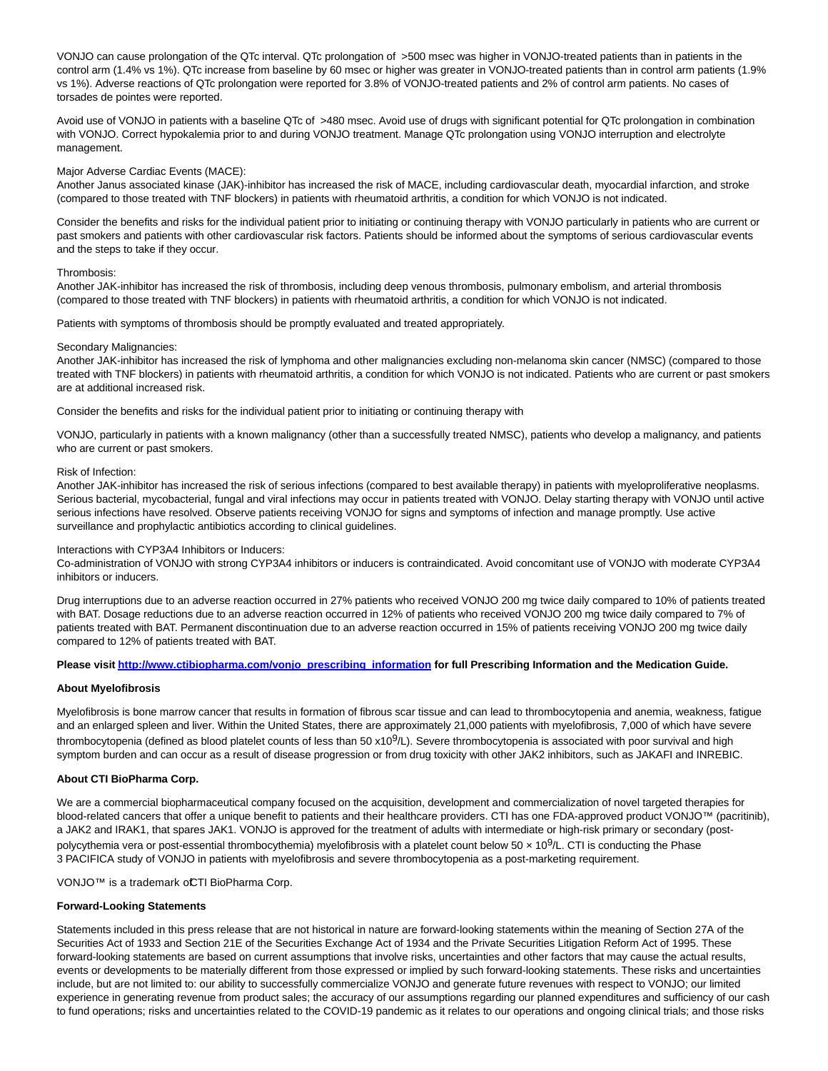VONJO can cause prolongation of the QTc interval. QTc prolongation of >500 msec was higher in VONJO-treated patients than in patients in the control arm (1.4% vs 1%). QTc increase from baseline by 60 msec or higher was greater in VONJO-treated patients than in control arm patients (1.9% vs 1%). Adverse reactions of QTc prolongation were reported for 3.8% of VONJO-treated patients and 2% of control arm patients. No cases of torsades de pointes were reported.

Avoid use of VONJO in patients with a baseline QTc of >480 msec. Avoid use of drugs with significant potential for QTc prolongation in combination with VONJO. Correct hypokalemia prior to and during VONJO treatment. Manage QTc prolongation using VONJO interruption and electrolyte management.

Major Adverse Cardiac Events (MACE):
Another Janus associated kinase (JAK)-inhibitor has increased the risk of MACE, including cardiovascular death, myocardial infarction, and stroke (compared to those treated with TNF blockers) in patients with rheumatoid arthritis, a condition for which VONJO is not indicated.

Consider the benefits and risks for the individual patient prior to initiating or continuing therapy with VONJO particularly in patients who are current or past smokers and patients with other cardiovascular risk factors. Patients should be informed about the symptoms of serious cardiovascular events and the steps to take if they occur.

Thrombosis:
Another JAK-inhibitor has increased the risk of thrombosis, including deep venous thrombosis, pulmonary embolism, and arterial thrombosis (compared to those treated with TNF blockers) in patients with rheumatoid arthritis, a condition for which VONJO is not indicated.

Patients with symptoms of thrombosis should be promptly evaluated and treated appropriately.

Secondary Malignancies:
Another JAK-inhibitor has increased the risk of lymphoma and other malignancies excluding non-melanoma skin cancer (NMSC) (compared to those treated with TNF blockers) in patients with rheumatoid arthritis, a condition for which VONJO is not indicated. Patients who are current or past smokers are at additional increased risk.

Consider the benefits and risks for the individual patient prior to initiating or continuing therapy with

VONJO, particularly in patients with a known malignancy (other than a successfully treated NMSC), patients who develop a malignancy, and patients who are current or past smokers.

Risk of Infection:
Another JAK-inhibitor has increased the risk of serious infections (compared to best available therapy) in patients with myeloproliferative neoplasms. Serious bacterial, mycobacterial, fungal and viral infections may occur in patients treated with VONJO. Delay starting therapy with VONJO until active serious infections have resolved. Observe patients receiving VONJO for signs and symptoms of infection and manage promptly. Use active surveillance and prophylactic antibiotics according to clinical guidelines.

Interactions with CYP3A4 Inhibitors or Inducers:
Co-administration of VONJO with strong CYP3A4 inhibitors or inducers is contraindicated. Avoid concomitant use of VONJO with moderate CYP3A4 inhibitors or inducers.

Drug interruptions due to an adverse reaction occurred in 27% patients who received VONJO 200 mg twice daily compared to 10% of patients treated with BAT. Dosage reductions due to an adverse reaction occurred in 12% of patients who received VONJO 200 mg twice daily compared to 7% of patients treated with BAT. Permanent discontinuation due to an adverse reaction occurred in 15% of patients receiving VONJO 200 mg twice daily compared to 12% of patients treated with BAT.

**Please visit http://www.ctibiopharma.com/vonjo_prescribing_information for full Prescribing Information and the Medication Guide.**

**About Myelofibrosis**

Myelofibrosis is bone marrow cancer that results in formation of fibrous scar tissue and can lead to thrombocytopenia and anemia, weakness, fatigue and an enlarged spleen and liver. Within the United States, there are approximately 21,000 patients with myelofibrosis, 7,000 of which have severe thrombocytopenia (defined as blood platelet counts of less than 50 x$10^9$/L). Severe thrombocytopenia is associated with poor survival and high symptom burden and can occur as a result of disease progression or from drug toxicity with other JAK2 inhibitors, such as JAKAFI and INREBIC.

**About CTI BioPharma Corp.**

We are a commercial biopharmaceutical company focused on the acquisition, development and commercialization of novel targeted therapies for blood-related cancers that offer a unique benefit to patients and their healthcare providers. CTI has one FDA-approved product VONJO™ (pacritinib), a JAK2 and IRAK1, that spares JAK1. VONJO is approved for the treatment of adults with intermediate or high-risk primary or secondary (post-polycythemia vera or post-essential thrombocythemia) myelofibrosis with a platelet count below 50 × $10^9$/L. CTI is conducting the Phase 3 PACIFICA study of VONJO in patients with myelofibrosis and severe thrombocytopenia as a post-marketing requirement.

VONJO™ is a trademark of CTI BioPharma Corp.

**Forward-Looking Statements**

Statements included in this press release that are not historical in nature are forward-looking statements within the meaning of Section 27A of the Securities Act of 1933 and Section 21E of the Securities Exchange Act of 1934 and the Private Securities Litigation Reform Act of 1995. These forward-looking statements are based on current assumptions that involve risks, uncertainties and other factors that may cause the actual results, events or developments to be materially different from those expressed or implied by such forward-looking statements. These risks and uncertainties include, but are not limited to: our ability to successfully commercialize VONJO and generate future revenues with respect to VONJO; our limited experience in generating revenue from product sales; the accuracy of our assumptions regarding our planned expenditures and sufficiency of our cash to fund operations; risks and uncertainties related to the COVID-19 pandemic as it relates to our operations and ongoing clinical trials; and those risks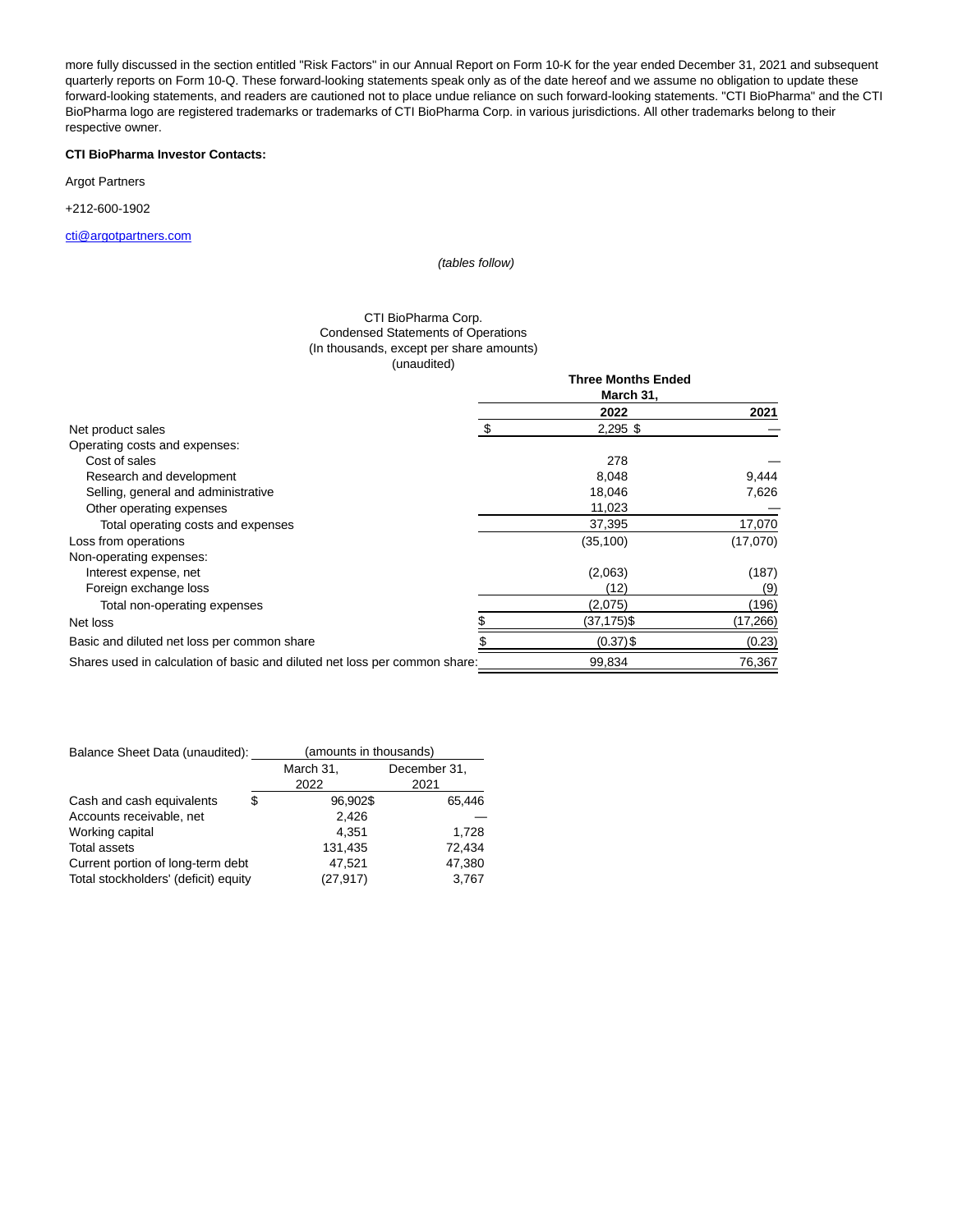more fully discussed in the section entitled "Risk Factors" in our Annual Report on Form 10-K for the year ended December 31, 2021 and subsequent quarterly reports on Form 10-Q. These forward-looking statements speak only as of the date hereof and we assume no obligation to update these forward-looking statements, and readers are cautioned not to place undue reliance on such forward-looking statements. "CTI BioPharma" and the CTI BioPharma logo are registered trademarks or trademarks of CTI BioPharma Corp. in various jurisdictions. All other trademarks belong to their respective owner.

**CTI BioPharma Investor Contacts:**

Argot Partners

+212-600-1902

cti@argotpartners.com

*(tables follow)*

CTI BioPharma Corp.
Condensed Statements of Operations
(In thousands, except per share amounts)
(unaudited)

| | Three Months Ended March 31, | |
|---|---|---|
| | 2022 | 2021 |
| Net product sales | $ 2,295 | $ — |
| Operating costs and expenses: | | |
| Cost of sales | 278 | — |
| Research and development | 8,048 | 9,444 |
| Selling, general and administrative | 18,046 | 7,626 |
| Other operating expenses | 11,023 | — |
| Total operating costs and expenses | 37,395 | 17,070 |
| Loss from operations | (35,100) | (17,070) |
| Non-operating expenses: | | |
| Interest expense, net | (2,063) | (187) |
| Foreign exchange loss | (12) | (9) |
| Total non-operating expenses | (2,075) | (196) |
| Net loss | $ (37,175) | $ (17,266) |
| Basic and diluted net loss per common share | $ (0.37) | $ (0.23) |
| Shares used in calculation of basic and diluted net loss per common share: | 99,834 | 76,367 |

| Balance Sheet Data (unaudited): | (amounts in thousands) | |
|---|---|---|
| | March 31, 2022 | December 31, 2021 |
| Cash and cash equivalents | $ 96,902 | $ 65,446 |
| Accounts receivable, net | 2,426 | — |
| Working capital | 4,351 | 1,728 |
| Total assets | 131,435 | 72,434 |
| Current portion of long-term debt | 47,521 | 47,380 |
| Total stockholders' (deficit) equity | (27,917) | 3,767 |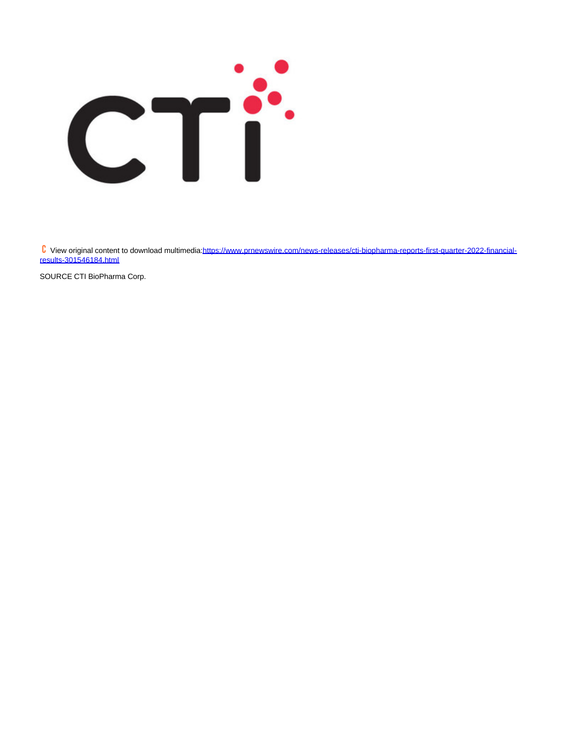View original content to download multimedia:https://www.prnewswire.com/news-releases/cti-biopharma-reports-first-quarter-2022-financial-results-301546184.html

SOURCE CTI BioPharma Corp.